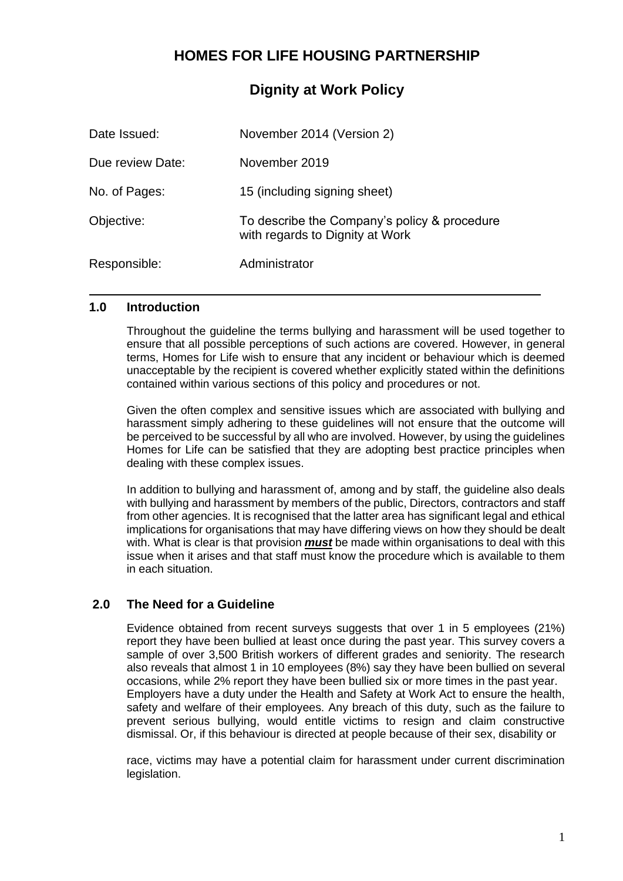# HOMES FOR LIFE HOUSING PARTNERSHIP

## Dignity at Work Policy

| | |
|---|---|
| Date Issued: | November 2014 (Version 2) |
| Due review Date: | November 2019 |
| No. of Pages: | 15 (including signing sheet) |
| Objective: | To describe the Company's policy & procedure with regards to Dignity at Work |
| Responsible: | Administrator |

---

### 1.0 Introduction

Throughout the guideline the terms bullying and harassment will be used together to ensure that all possible perceptions of such actions are covered. However, in general terms, Homes for Life wish to ensure that any incident or behaviour which is deemed unacceptable by the recipient is covered whether explicitly stated within the definitions contained within various sections of this policy and procedures or not.

Given the often complex and sensitive issues which are associated with bullying and harassment simply adhering to these guidelines will not ensure that the outcome will be perceived to be successful by all who are involved. However, by using the guidelines Homes for Life can be satisfied that they are adopting best practice principles when dealing with these complex issues.

In addition to bullying and harassment of, among and by staff, the guideline also deals with bullying and harassment by members of the public, Directors, contractors and staff from other agencies. It is recognised that the latter area has significant legal and ethical implications for organisations that may have differing views on how they should be dealt with. What is clear is that provision ***must*** be made within organisations to deal with this issue when it arises and that staff must know the procedure which is available to them in each situation.

### 2.0 The Need for a Guideline

Evidence obtained from recent surveys suggests that over 1 in 5 employees (21%) report they have been bullied at least once during the past year. This survey covers a sample of over 3,500 British workers of different grades and seniority. The research also reveals that almost 1 in 10 employees (8%) say they have been bullied on several occasions, while 2% report they have been bullied six or more times in the past year.
Employers have a duty under the Health and Safety at Work Act to ensure the health, safety and welfare of their employees. Any breach of this duty, such as the failure to prevent serious bullying, would entitle victims to resign and claim constructive dismissal. Or, if this behaviour is directed at people because of their sex, disability or race, victims may have a potential claim for harassment under current discrimination legislation.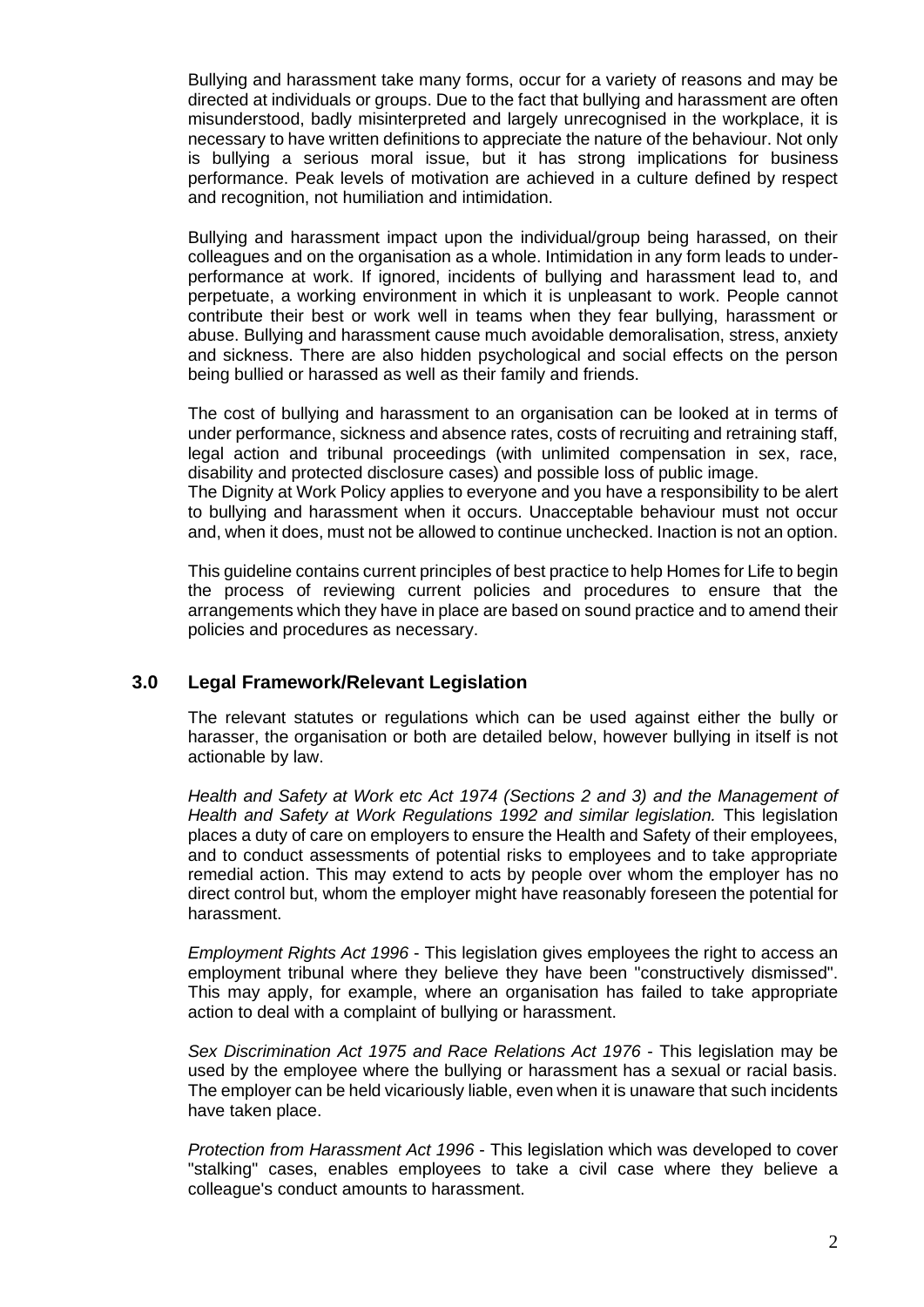Bullying and harassment take many forms, occur for a variety of reasons and may be directed at individuals or groups. Due to the fact that bullying and harassment are often misunderstood, badly misinterpreted and largely unrecognised in the workplace, it is necessary to have written definitions to appreciate the nature of the behaviour. Not only is bullying a serious moral issue, but it has strong implications for business performance. Peak levels of motivation are achieved in a culture defined by respect and recognition, not humiliation and intimidation.

Bullying and harassment impact upon the individual/group being harassed, on their colleagues and on the organisation as a whole. Intimidation in any form leads to under-performance at work. If ignored, incidents of bullying and harassment lead to, and perpetuate, a working environment in which it is unpleasant to work. People cannot contribute their best or work well in teams when they fear bullying, harassment or abuse. Bullying and harassment cause much avoidable demoralisation, stress, anxiety and sickness. There are also hidden psychological and social effects on the person being bullied or harassed as well as their family and friends.

The cost of bullying and harassment to an organisation can be looked at in terms of under performance, sickness and absence rates, costs of recruiting and retraining staff, legal action and tribunal proceedings (with unlimited compensation in sex, race, disability and protected disclosure cases) and possible loss of public image.
The Dignity at Work Policy applies to everyone and you have a responsibility to be alert to bullying and harassment when it occurs. Unacceptable behaviour must not occur and, when it does, must not be allowed to continue unchecked. Inaction is not an option.

This guideline contains current principles of best practice to help Homes for Life to begin the process of reviewing current policies and procedures to ensure that the arrangements which they have in place are based on sound practice and to amend their policies and procedures as necessary.

## 3.0 Legal Framework/Relevant Legislation

The relevant statutes or regulations which can be used against either the bully or harasser, the organisation or both are detailed below, however bullying in itself is not actionable by law.

*Health and Safety at Work etc Act 1974 (Sections 2 and 3) and the Management of Health and Safety at Work Regulations 1992 and similar legislation.* This legislation places a duty of care on employers to ensure the Health and Safety of their employees, and to conduct assessments of potential risks to employees and to take appropriate remedial action. This may extend to acts by people over whom the employer has no direct control but, whom the employer might have reasonably foreseen the potential for harassment.

*Employment Rights Act 1996* - This legislation gives employees the right to access an employment tribunal where they believe they have been "constructively dismissed". This may apply, for example, where an organisation has failed to take appropriate action to deal with a complaint of bullying or harassment.

*Sex Discrimination Act 1975 and Race Relations Act 1976* - This legislation may be used by the employee where the bullying or harassment has a sexual or racial basis. The employer can be held vicariously liable, even when it is unaware that such incidents have taken place.

*Protection from Harassment Act 1996* - This legislation which was developed to cover "stalking" cases, enables employees to take a civil case where they believe a colleague's conduct amounts to harassment.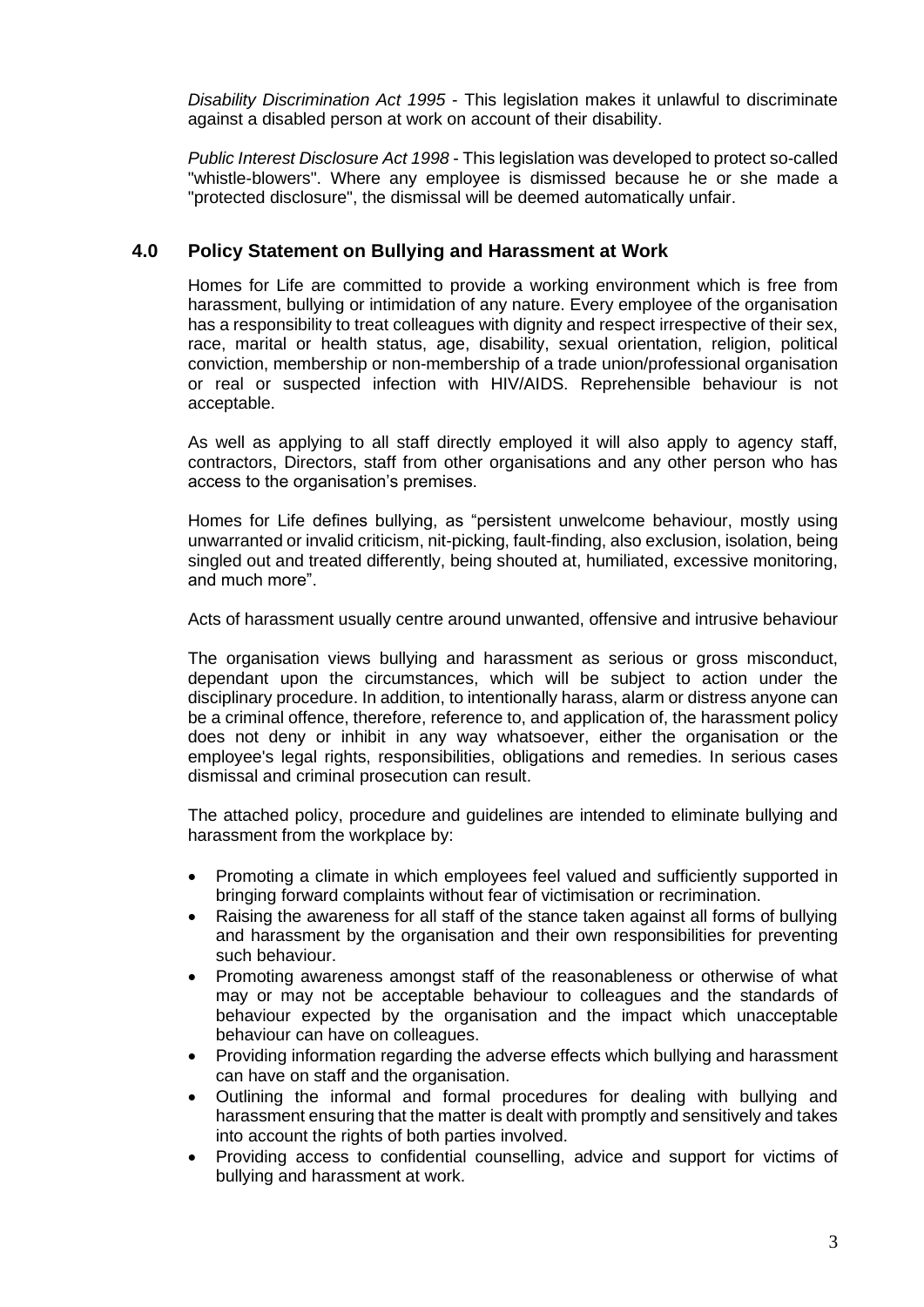*Disability Discrimination Act 1995* - This legislation makes it unlawful to discriminate against a disabled person at work on account of their disability.

*Public Interest Disclosure Act 1998* - This legislation was developed to protect so-called "whistle-blowers". Where any employee is dismissed because he or she made a "protected disclosure", the dismissal will be deemed automatically unfair.

## 4.0 Policy Statement on Bullying and Harassment at Work

Homes for Life are committed to provide a working environment which is free from harassment, bullying or intimidation of any nature. Every employee of the organisation has a responsibility to treat colleagues with dignity and respect irrespective of their sex, race, marital or health status, age, disability, sexual orientation, religion, political conviction, membership or non-membership of a trade union/professional organisation or real or suspected infection with HIV/AIDS. Reprehensible behaviour is not acceptable.

As well as applying to all staff directly employed it will also apply to agency staff, contractors, Directors, staff from other organisations and any other person who has access to the organisation's premises.

Homes for Life defines bullying, as "persistent unwelcome behaviour, mostly using unwarranted or invalid criticism, nit-picking, fault-finding, also exclusion, isolation, being singled out and treated differently, being shouted at, humiliated, excessive monitoring, and much more".

Acts of harassment usually centre around unwanted, offensive and intrusive behaviour

The organisation views bullying and harassment as serious or gross misconduct, dependant upon the circumstances, which will be subject to action under the disciplinary procedure. In addition, to intentionally harass, alarm or distress anyone can be a criminal offence, therefore, reference to, and application of, the harassment policy does not deny or inhibit in any way whatsoever, either the organisation or the employee's legal rights, responsibilities, obligations and remedies. In serious cases dismissal and criminal prosecution can result.

The attached policy, procedure and guidelines are intended to eliminate bullying and harassment from the workplace by:

- Promoting a climate in which employees feel valued and sufficiently supported in bringing forward complaints without fear of victimisation or recrimination.
- Raising the awareness for all staff of the stance taken against all forms of bullying and harassment by the organisation and their own responsibilities for preventing such behaviour.
- Promoting awareness amongst staff of the reasonableness or otherwise of what may or may not be acceptable behaviour to colleagues and the standards of behaviour expected by the organisation and the impact which unacceptable behaviour can have on colleagues.
- Providing information regarding the adverse effects which bullying and harassment can have on staff and the organisation.
- Outlining the informal and formal procedures for dealing with bullying and harassment ensuring that the matter is dealt with promptly and sensitively and takes into account the rights of both parties involved.
- Providing access to confidential counselling, advice and support for victims of bullying and harassment at work.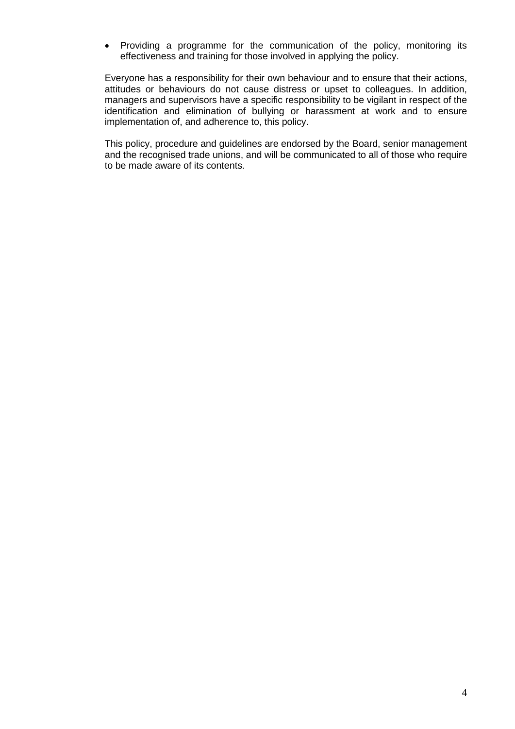- Providing a programme for the communication of the policy, monitoring its effectiveness and training for those involved in applying the policy.

Everyone has a responsibility for their own behaviour and to ensure that their actions, attitudes or behaviours do not cause distress or upset to colleagues. In addition, managers and supervisors have a specific responsibility to be vigilant in respect of the identification and elimination of bullying or harassment at work and to ensure implementation of, and adherence to, this policy.

This policy, procedure and guidelines are endorsed by the Board, senior management and the recognised trade unions, and will be communicated to all of those who require to be made aware of its contents.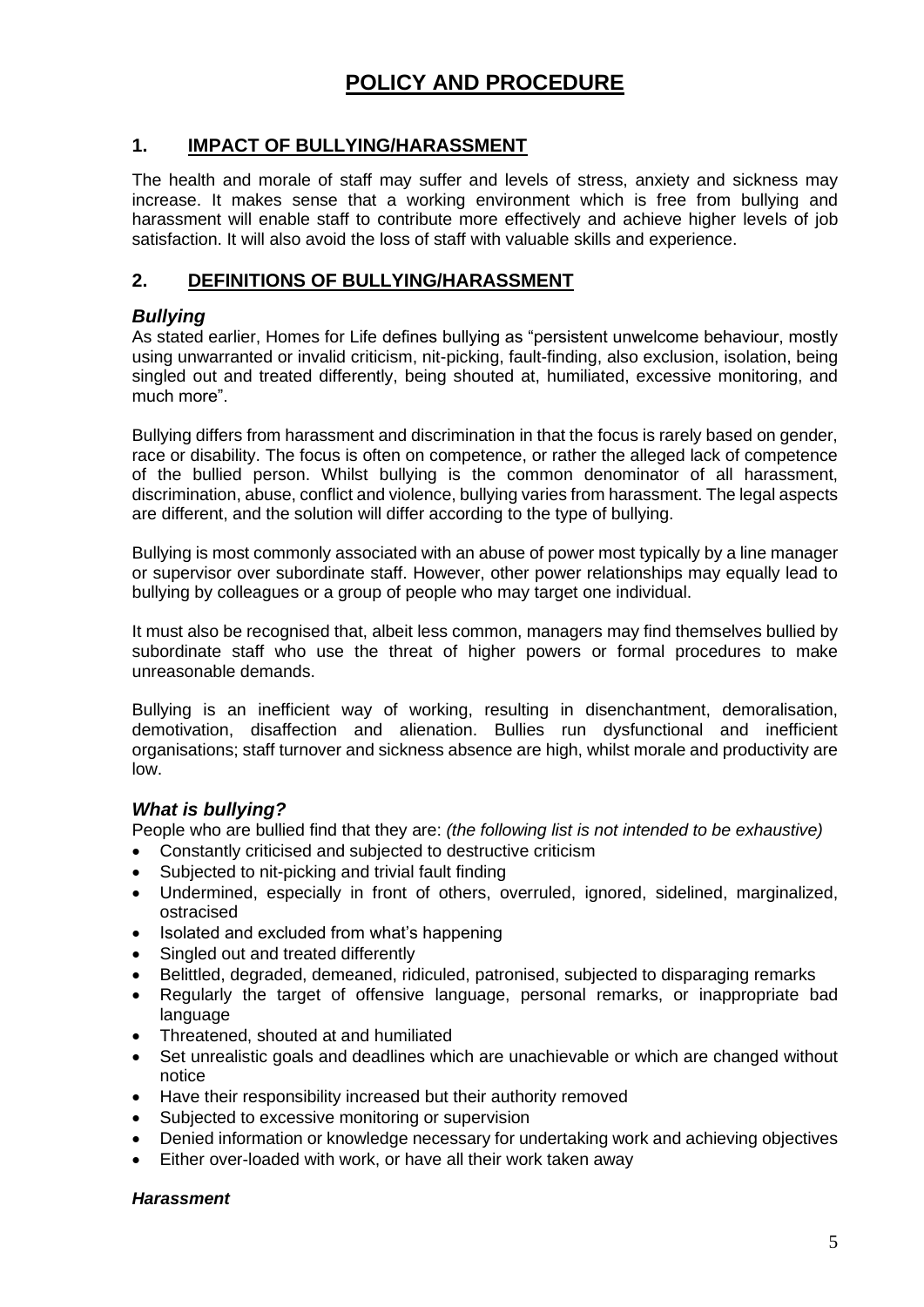# POLICY AND PROCEDURE

## 1. IMPACT OF BULLYING/HARASSMENT

The health and morale of staff may suffer and levels of stress, anxiety and sickness may increase. It makes sense that a working environment which is free from bullying and harassment will enable staff to contribute more effectively and achieve higher levels of job satisfaction. It will also avoid the loss of staff with valuable skills and experience.

## 2. DEFINITIONS OF BULLYING/HARASSMENT

### *Bullying*

As stated earlier, Homes for Life defines bullying as "persistent unwelcome behaviour, mostly using unwarranted or invalid criticism, nit-picking, fault-finding, also exclusion, isolation, being singled out and treated differently, being shouted at, humiliated, excessive monitoring, and much more".

Bullying differs from harassment and discrimination in that the focus is rarely based on gender, race or disability. The focus is often on competence, or rather the alleged lack of competence of the bullied person. Whilst bullying is the common denominator of all harassment, discrimination, abuse, conflict and violence, bullying varies from harassment. The legal aspects are different, and the solution will differ according to the type of bullying.

Bullying is most commonly associated with an abuse of power most typically by a line manager or supervisor over subordinate staff. However, other power relationships may equally lead to bullying by colleagues or a group of people who may target one individual.

It must also be recognised that, albeit less common, managers may find themselves bullied by subordinate staff who use the threat of higher powers or formal procedures to make unreasonable demands.

Bullying is an inefficient way of working, resulting in disenchantment, demoralisation, demotivation, disaffection and alienation. Bullies run dysfunctional and inefficient organisations; staff turnover and sickness absence are high, whilst morale and productivity are low.

### *What is bullying?*

People who are bullied find that they are: *(the following list is not intended to be exhaustive)*

- Constantly criticised and subjected to destructive criticism
- Subjected to nit-picking and trivial fault finding
- Undermined, especially in front of others, overruled, ignored, sidelined, marginalized, ostracised
- Isolated and excluded from what's happening
- Singled out and treated differently
- Belittled, degraded, demeaned, ridiculed, patronised, subjected to disparaging remarks
- Regularly the target of offensive language, personal remarks, or inappropriate bad language
- Threatened, shouted at and humiliated
- Set unrealistic goals and deadlines which are unachievable or which are changed without notice
- Have their responsibility increased but their authority removed
- Subjected to excessive monitoring or supervision
- Denied information or knowledge necessary for undertaking work and achieving objectives
- Either over-loaded with work, or have all their work taken away

#### *Harassment*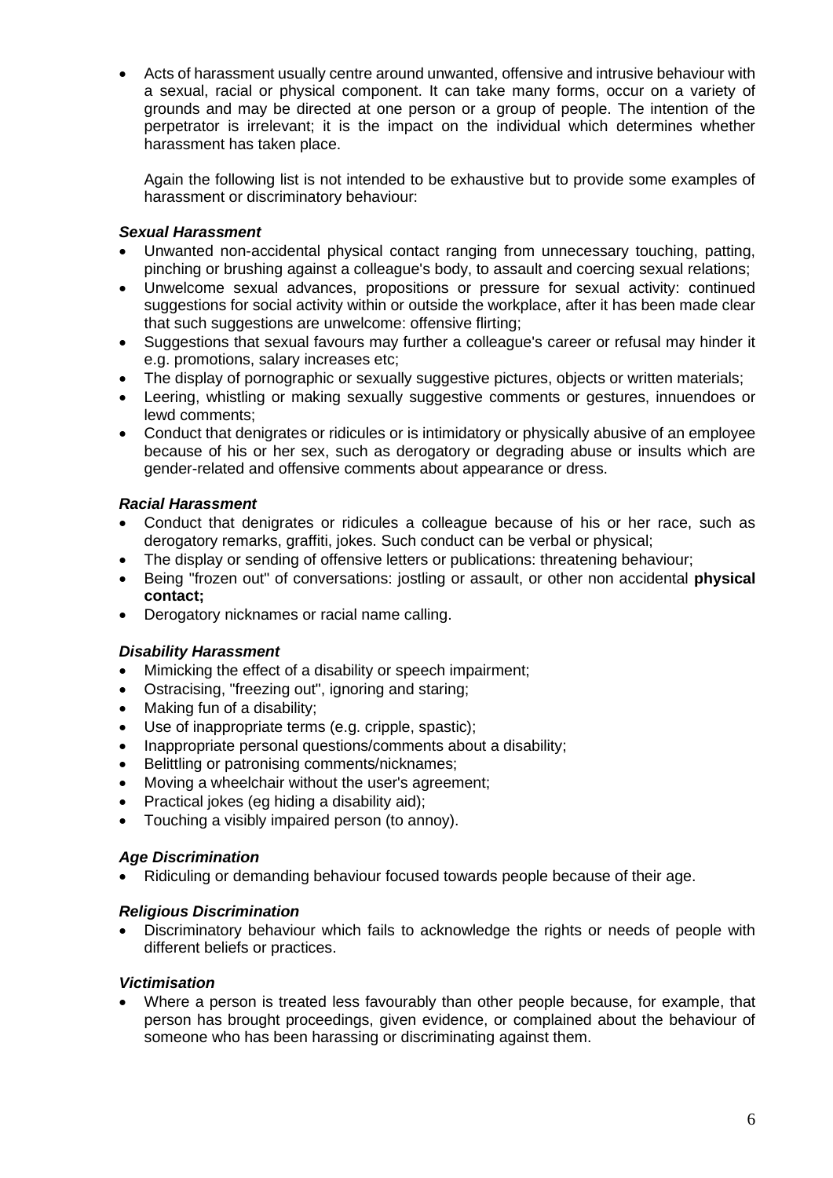- Acts of harassment usually centre around unwanted, offensive and intrusive behaviour with a sexual, racial or physical component. It can take many forms, occur on a variety of grounds and may be directed at one person or a group of people. The intention of the perpetrator is irrelevant; it is the impact on the individual which determines whether harassment has taken place.

  Again the following list is not intended to be exhaustive but to provide some examples of harassment or discriminatory behaviour:

***Sexual Harassment***

- Unwanted non-accidental physical contact ranging from unnecessary touching, patting, pinching or brushing against a colleague's body, to assault and coercing sexual relations;
- Unwelcome sexual advances, propositions or pressure for sexual activity: continued suggestions for social activity within or outside the workplace, after it has been made clear that such suggestions are unwelcome: offensive flirting;
- Suggestions that sexual favours may further a colleague's career or refusal may hinder it e.g. promotions, salary increases etc;
- The display of pornographic or sexually suggestive pictures, objects or written materials;
- Leering, whistling or making sexually suggestive comments or gestures, innuendoes or lewd comments;
- Conduct that denigrates or ridicules or is intimidatory or physically abusive of an employee because of his or her sex, such as derogatory or degrading abuse or insults which are gender-related and offensive comments about appearance or dress.

***Racial Harassment***

- Conduct that denigrates or ridicules a colleague because of his or her race, such as derogatory remarks, graffiti, jokes. Such conduct can be verbal or physical;
- The display or sending of offensive letters or publications: threatening behaviour;
- Being "frozen out" of conversations: jostling or assault, or other non accidental **physical contact;**
- Derogatory nicknames or racial name calling.

***Disability Harassment***

- Mimicking the effect of a disability or speech impairment;
- Ostracising, "freezing out", ignoring and staring;
- Making fun of a disability;
- Use of inappropriate terms (e.g. cripple, spastic);
- Inappropriate personal questions/comments about a disability;
- Belittling or patronising comments/nicknames;
- Moving a wheelchair without the user's agreement;
- Practical jokes (eg hiding a disability aid);
- Touching a visibly impaired person (to annoy).

***Age Discrimination***

- Ridiculing or demanding behaviour focused towards people because of their age.

***Religious Discrimination***

- Discriminatory behaviour which fails to acknowledge the rights or needs of people with different beliefs or practices.

***Victimisation***

- Where a person is treated less favourably than other people because, for example, that person has brought proceedings, given evidence, or complained about the behaviour of someone who has been harassing or discriminating against them.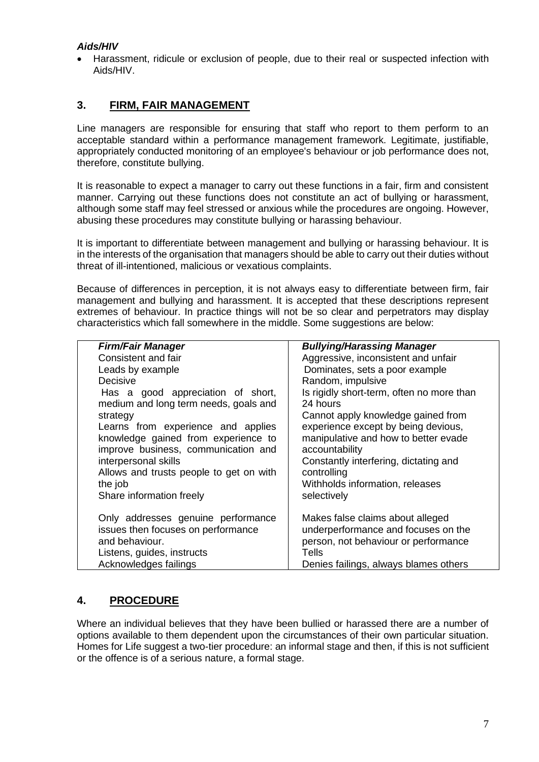***Aids/HIV***

- Harassment, ridicule or exclusion of people, due to their real or suspected infection with Aids/HIV.

## 3. FIRM, FAIR MANAGEMENT

Line managers are responsible for ensuring that staff who report to them perform to an acceptable standard within a performance management framework. Legitimate, justifiable, appropriately conducted monitoring of an employee's behaviour or job performance does not, therefore, constitute bullying.

It is reasonable to expect a manager to carry out these functions in a fair, firm and consistent manner. Carrying out these functions does not constitute an act of bullying or harassment, although some staff may feel stressed or anxious while the procedures are ongoing. However, abusing these procedures may constitute bullying or harassing behaviour.

It is important to differentiate between management and bullying or harassing behaviour. It is in the interests of the organisation that managers should be able to carry out their duties without threat of ill-intentioned, malicious or vexatious complaints.

Because of differences in perception, it is not always easy to differentiate between firm, fair management and bullying and harassment. It is accepted that these descriptions represent extremes of behaviour. In practice things will not be so clear and perpetrators may display characteristics which fall somewhere in the middle. Some suggestions are below:

| ***Firm/Fair Manager*** | ***Bullying/Harassing Manager*** |
|---|---|
| Consistent and fair | Aggressive, inconsistent and unfair |
| Leads by example | Dominates, sets a poor example |
| Decisive | Random, impulsive |
| Has a good appreciation of short, medium and long term needs, goals and strategy | Is rigidly short-term, often no more than 24 hours |
| Learns from experience and applies knowledge gained from experience to improve business, communication and interpersonal skills | Cannot apply knowledge gained from experience except by being devious, manipulative and how to better evade accountability |
| Allows and trusts people to get on with the job | Constantly interfering, dictating and controlling |
| Share information freely | Withholds information, releases selectively |
| Only addresses genuine performance issues then focuses on performance and behaviour. | Makes false claims about alleged underperformance and focuses on the person, not behaviour or performance |
| Listens, guides, instructs | Tells |
| Acknowledges failings | Denies failings, always blames others |

## 4. PROCEDURE

Where an individual believes that they have been bullied or harassed there are a number of options available to them dependent upon the circumstances of their own particular situation. Homes for Life suggest a two-tier procedure: an informal stage and then, if this is not sufficient or the offence is of a serious nature, a formal stage.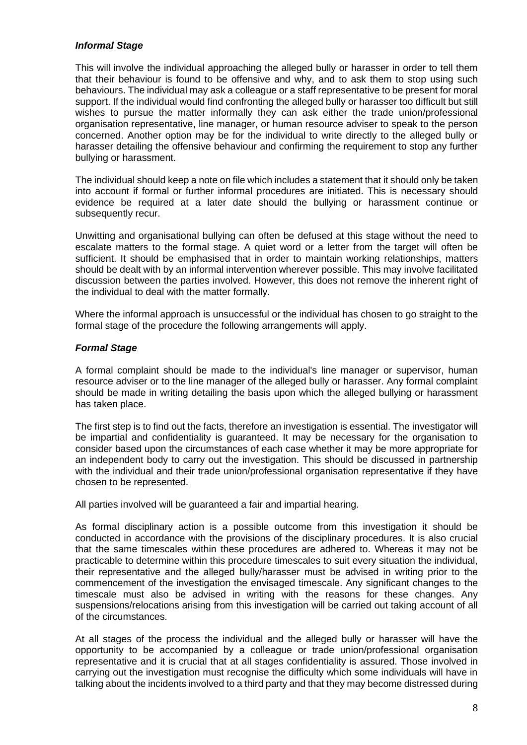### *Informal Stage*

This will involve the individual approaching the alleged bully or harasser in order to tell them that their behaviour is found to be offensive and why, and to ask them to stop using such behaviours. The individual may ask a colleague or a staff representative to be present for moral support. If the individual would find confronting the alleged bully or harasser too difficult but still wishes to pursue the matter informally they can ask either the trade union/professional organisation representative, line manager, or human resource adviser to speak to the person concerned. Another option may be for the individual to write directly to the alleged bully or harasser detailing the offensive behaviour and confirming the requirement to stop any further bullying or harassment.

The individual should keep a note on file which includes a statement that it should only be taken into account if formal or further informal procedures are initiated. This is necessary should evidence be required at a later date should the bullying or harassment continue or subsequently recur.

Unwitting and organisational bullying can often be defused at this stage without the need to escalate matters to the formal stage. A quiet word or a letter from the target will often be sufficient. It should be emphasised that in order to maintain working relationships, matters should be dealt with by an informal intervention wherever possible. This may involve facilitated discussion between the parties involved. However, this does not remove the inherent right of the individual to deal with the matter formally.

Where the informal approach is unsuccessful or the individual has chosen to go straight to the formal stage of the procedure the following arrangements will apply.

### *Formal Stage*

A formal complaint should be made to the individual's line manager or supervisor, human resource adviser or to the line manager of the alleged bully or harasser. Any formal complaint should be made in writing detailing the basis upon which the alleged bullying or harassment has taken place.

The first step is to find out the facts, therefore an investigation is essential. The investigator will be impartial and confidentiality is guaranteed. It may be necessary for the organisation to consider based upon the circumstances of each case whether it may be more appropriate for an independent body to carry out the investigation. This should be discussed in partnership with the individual and their trade union/professional organisation representative if they have chosen to be represented.

All parties involved will be guaranteed a fair and impartial hearing.

As formal disciplinary action is a possible outcome from this investigation it should be conducted in accordance with the provisions of the disciplinary procedures. It is also crucial that the same timescales within these procedures are adhered to. Whereas it may not be practicable to determine within this procedure timescales to suit every situation the individual, their representative and the alleged bully/harasser must be advised in writing prior to the commencement of the investigation the envisaged timescale. Any significant changes to the timescale must also be advised in writing with the reasons for these changes. Any suspensions/relocations arising from this investigation will be carried out taking account of all of the circumstances.

At all stages of the process the individual and the alleged bully or harasser will have the opportunity to be accompanied by a colleague or trade union/professional organisation representative and it is crucial that at all stages confidentiality is assured. Those involved in carrying out the investigation must recognise the difficulty which some individuals will have in talking about the incidents involved to a third party and that they may become distressed during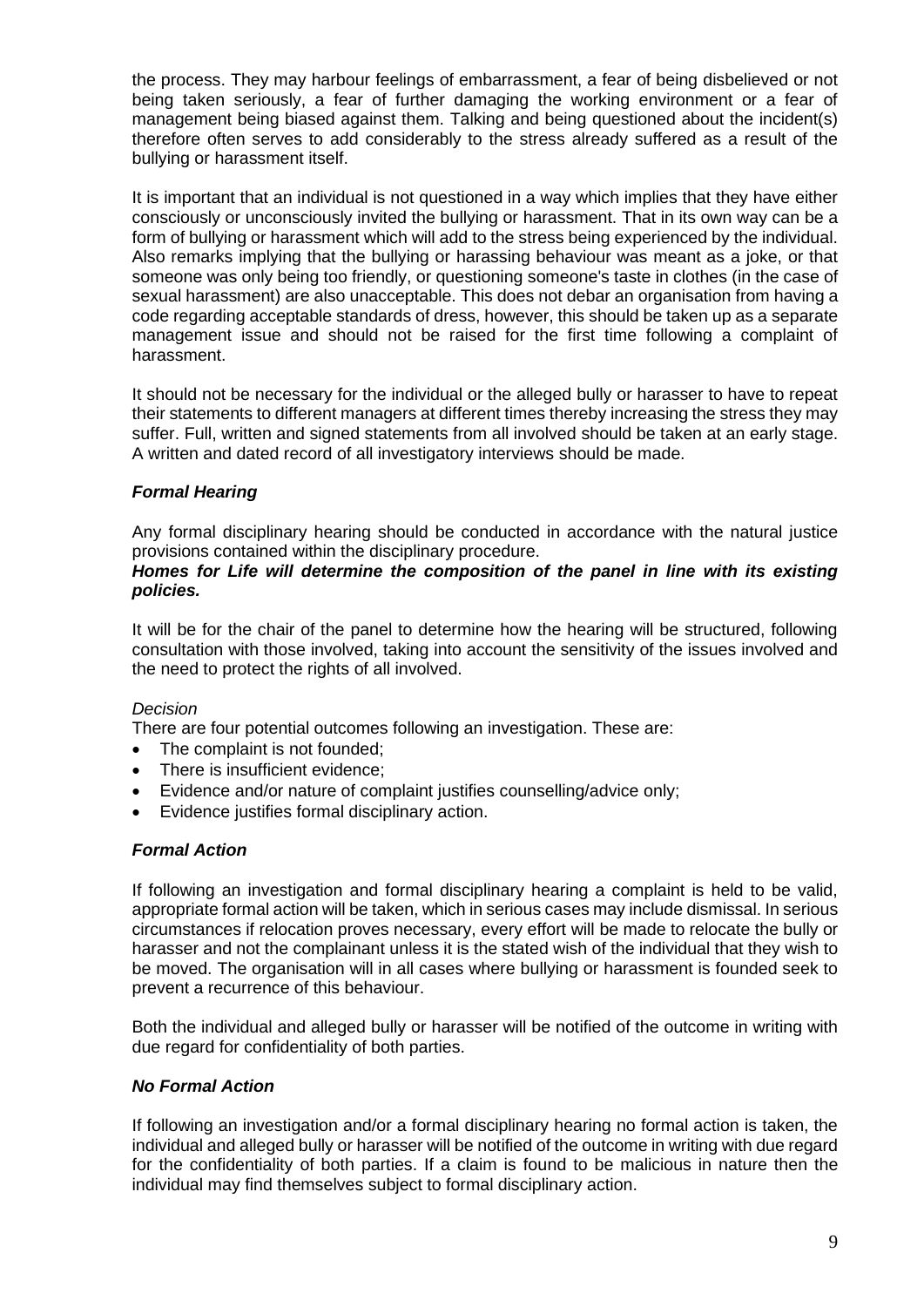the process. They may harbour feelings of embarrassment, a fear of being disbelieved or not being taken seriously, a fear of further damaging the working environment or a fear of management being biased against them. Talking and being questioned about the incident(s) therefore often serves to add considerably to the stress already suffered as a result of the bullying or harassment itself.

It is important that an individual is not questioned in a way which implies that they have either consciously or unconsciously invited the bullying or harassment. That in its own way can be a form of bullying or harassment which will add to the stress being experienced by the individual. Also remarks implying that the bullying or harassing behaviour was meant as a joke, or that someone was only being too friendly, or questioning someone's taste in clothes (in the case of sexual harassment) are also unacceptable. This does not debar an organisation from having a code regarding acceptable standards of dress, however, this should be taken up as a separate management issue and should not be raised for the first time following a complaint of harassment.

It should not be necessary for the individual or the alleged bully or harasser to have to repeat their statements to different managers at different times thereby increasing the stress they may suffer. Full, written and signed statements from all involved should be taken at an early stage. A written and dated record of all investigatory interviews should be made.

### ***Formal Hearing***

Any formal disciplinary hearing should be conducted in accordance with the natural justice provisions contained within the disciplinary procedure.
***Homes for Life will determine the composition of the panel in line with its existing policies.***

It will be for the chair of the panel to determine how the hearing will be structured, following consultation with those involved, taking into account the sensitivity of the issues involved and the need to protect the rights of all involved.

*Decision*

There are four potential outcomes following an investigation. These are:

- The complaint is not founded;
- There is insufficient evidence;
- Evidence and/or nature of complaint justifies counselling/advice only;
- Evidence justifies formal disciplinary action.

### ***Formal Action***

If following an investigation and formal disciplinary hearing a complaint is held to be valid, appropriate formal action will be taken, which in serious cases may include dismissal. In serious circumstances if relocation proves necessary, every effort will be made to relocate the bully or harasser and not the complainant unless it is the stated wish of the individual that they wish to be moved. The organisation will in all cases where bullying or harassment is founded seek to prevent a recurrence of this behaviour.

Both the individual and alleged bully or harasser will be notified of the outcome in writing with due regard for confidentiality of both parties.

### ***No Formal Action***

If following an investigation and/or a formal disciplinary hearing no formal action is taken, the individual and alleged bully or harasser will be notified of the outcome in writing with due regard for the confidentiality of both parties. If a claim is found to be malicious in nature then the individual may find themselves subject to formal disciplinary action.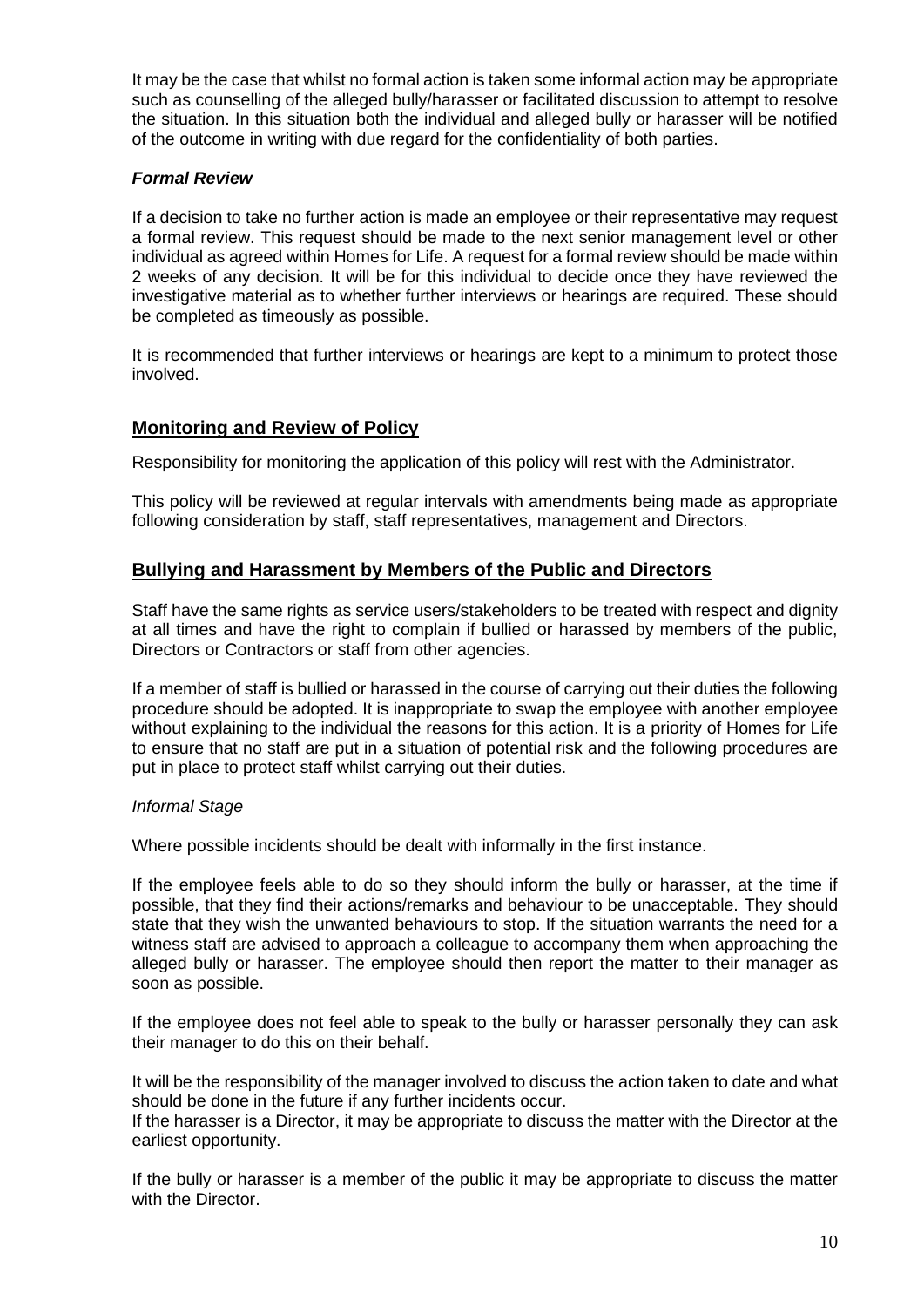It may be the case that whilst no formal action is taken some informal action may be appropriate such as counselling of the alleged bully/harasser or facilitated discussion to attempt to resolve the situation. In this situation both the individual and alleged bully or harasser will be notified of the outcome in writing with due regard for the confidentiality of both parties.

***Formal Review***

If a decision to take no further action is made an employee or their representative may request a formal review. This request should be made to the next senior management level or other individual as agreed within Homes for Life. A request for a formal review should be made within 2 weeks of any decision. It will be for this individual to decide once they have reviewed the investigative material as to whether further interviews or hearings are required. These should be completed as timeously as possible.

It is recommended that further interviews or hearings are kept to a minimum to protect those involved.

## Monitoring and Review of Policy

Responsibility for monitoring the application of this policy will rest with the Administrator.

This policy will be reviewed at regular intervals with amendments being made as appropriate following consideration by staff, staff representatives, management and Directors.

## Bullying and Harassment by Members of the Public and Directors

Staff have the same rights as service users/stakeholders to be treated with respect and dignity at all times and have the right to complain if bullied or harassed by members of the public, Directors or Contractors or staff from other agencies.

If a member of staff is bullied or harassed in the course of carrying out their duties the following procedure should be adopted. It is inappropriate to swap the employee with another employee without explaining to the individual the reasons for this action. It is a priority of Homes for Life to ensure that no staff are put in a situation of potential risk and the following procedures are put in place to protect staff whilst carrying out their duties.

*Informal Stage*

Where possible incidents should be dealt with informally in the first instance.

If the employee feels able to do so they should inform the bully or harasser, at the time if possible, that they find their actions/remarks and behaviour to be unacceptable. They should state that they wish the unwanted behaviours to stop. If the situation warrants the need for a witness staff are advised to approach a colleague to accompany them when approaching the alleged bully or harasser. The employee should then report the matter to their manager as soon as possible.

If the employee does not feel able to speak to the bully or harasser personally they can ask their manager to do this on their behalf.

It will be the responsibility of the manager involved to discuss the action taken to date and what should be done in the future if any further incidents occur.
If the harasser is a Director, it may be appropriate to discuss the matter with the Director at the earliest opportunity.

If the bully or harasser is a member of the public it may be appropriate to discuss the matter with the Director.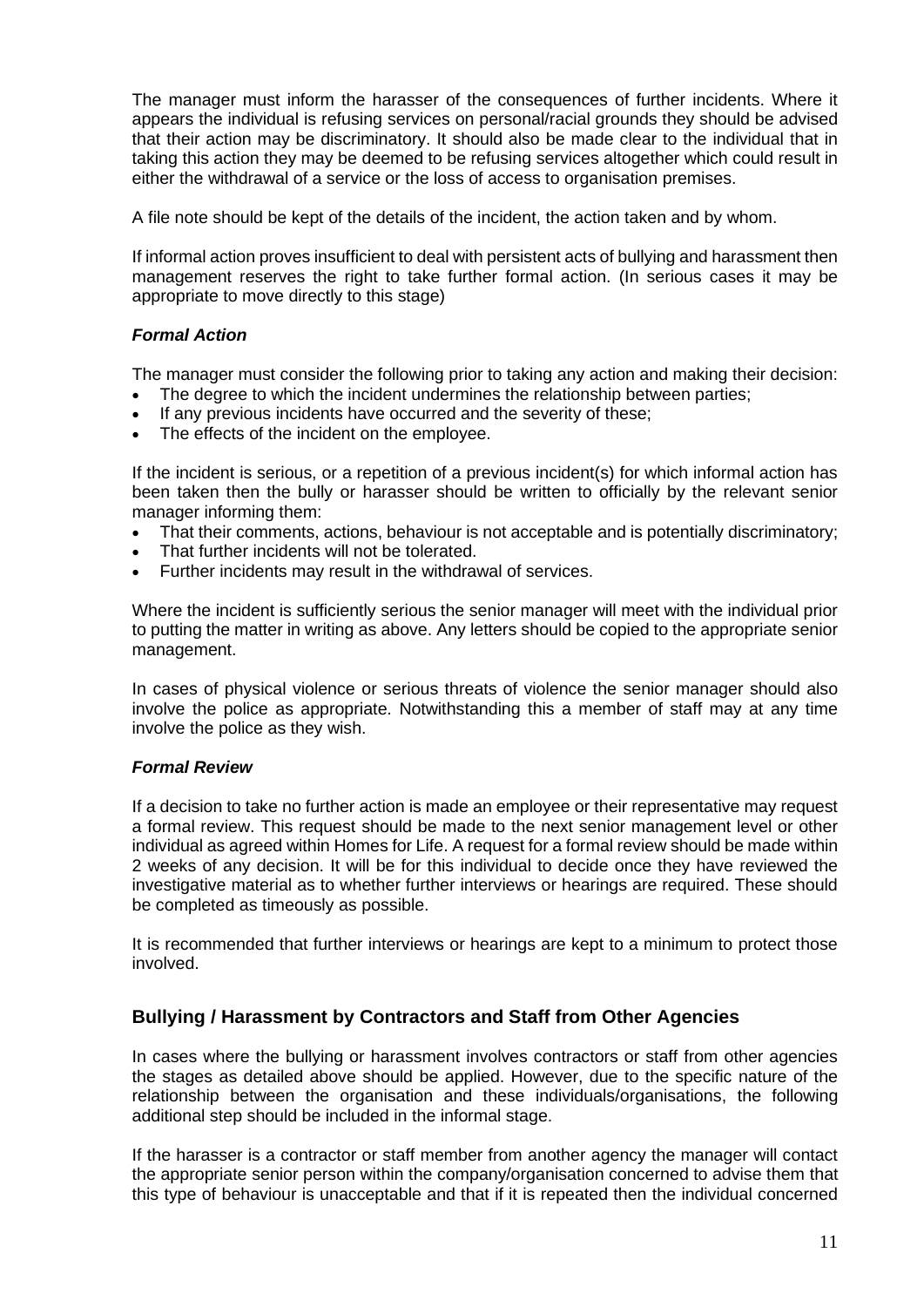The manager must inform the harasser of the consequences of further incidents. Where it appears the individual is refusing services on personal/racial grounds they should be advised that their action may be discriminatory. It should also be made clear to the individual that in taking this action they may be deemed to be refusing services altogether which could result in either the withdrawal of a service or the loss of access to organisation premises.

A file note should be kept of the details of the incident, the action taken and by whom.

If informal action proves insufficient to deal with persistent acts of bullying and harassment then management reserves the right to take further formal action. (In serious cases it may be appropriate to move directly to this stage)

#### *Formal Action*

The manager must consider the following prior to taking any action and making their decision:

- The degree to which the incident undermines the relationship between parties;
- If any previous incidents have occurred and the severity of these;
- The effects of the incident on the employee.

If the incident is serious, or a repetition of a previous incident(s) for which informal action has been taken then the bully or harasser should be written to officially by the relevant senior manager informing them:

- That their comments, actions, behaviour is not acceptable and is potentially discriminatory;
- That further incidents will not be tolerated.
- Further incidents may result in the withdrawal of services.

Where the incident is sufficiently serious the senior manager will meet with the individual prior to putting the matter in writing as above. Any letters should be copied to the appropriate senior management.

In cases of physical violence or serious threats of violence the senior manager should also involve the police as appropriate. Notwithstanding this a member of staff may at any time involve the police as they wish.

#### *Formal Review*

If a decision to take no further action is made an employee or their representative may request a formal review. This request should be made to the next senior management level or other individual as agreed within Homes for Life. A request for a formal review should be made within 2 weeks of any decision. It will be for this individual to decide once they have reviewed the investigative material as to whether further interviews or hearings are required. These should be completed as timeously as possible.

It is recommended that further interviews or hearings are kept to a minimum to protect those involved.

### Bullying / Harassment by Contractors and Staff from Other Agencies

In cases where the bullying or harassment involves contractors or staff from other agencies the stages as detailed above should be applied. However, due to the specific nature of the relationship between the organisation and these individuals/organisations, the following additional step should be included in the informal stage.

If the harasser is a contractor or staff member from another agency the manager will contact the appropriate senior person within the company/organisation concerned to advise them that this type of behaviour is unacceptable and that if it is repeated then the individual concerned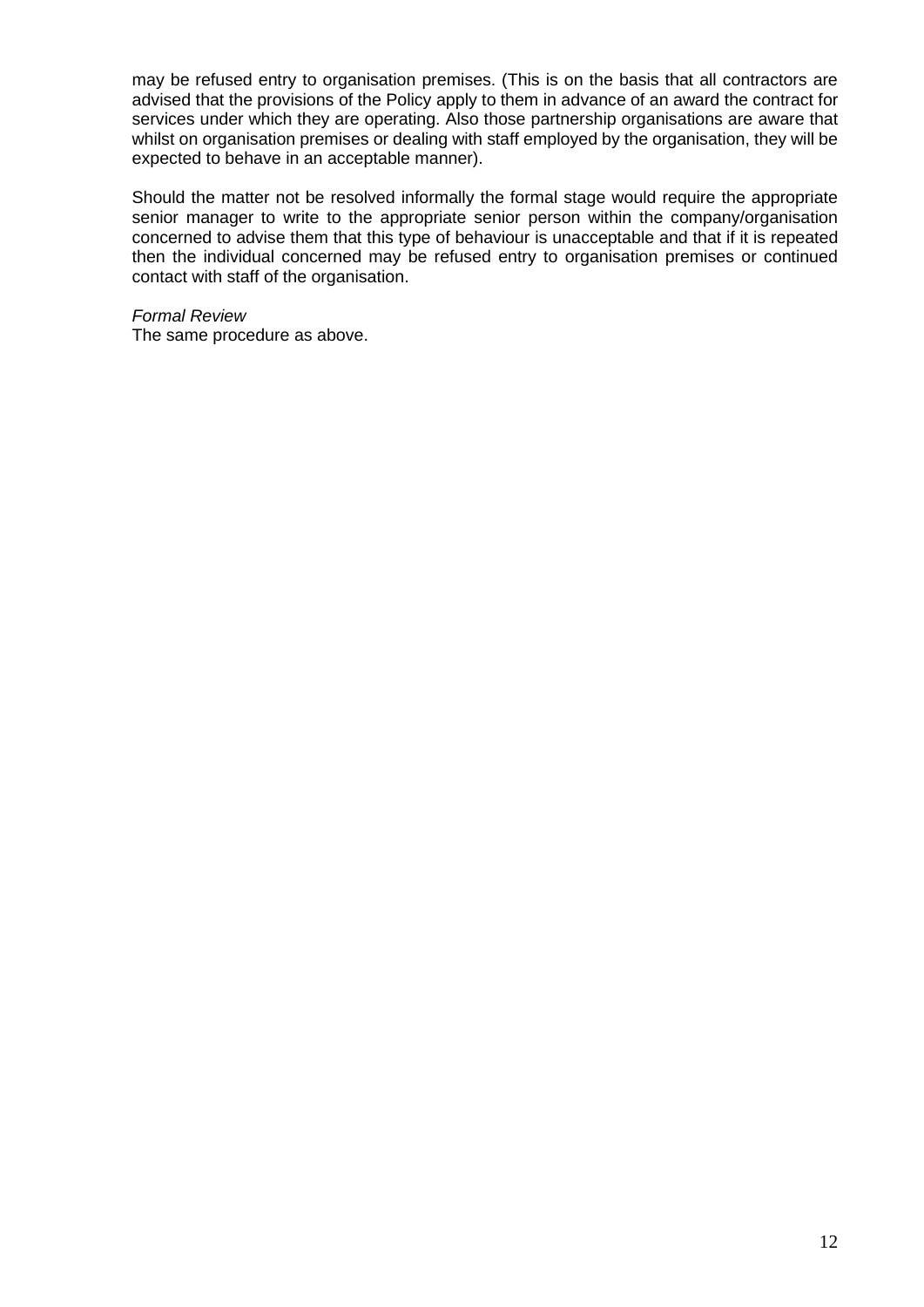may be refused entry to organisation premises. (This is on the basis that all contractors are advised that the provisions of the Policy apply to them in advance of an award the contract for services under which they are operating. Also those partnership organisations are aware that whilst on organisation premises or dealing with staff employed by the organisation, they will be expected to behave in an acceptable manner).

Should the matter not be resolved informally the formal stage would require the appropriate senior manager to write to the appropriate senior person within the company/organisation concerned to advise them that this type of behaviour is unacceptable and that if it is repeated then the individual concerned may be refused entry to organisation premises or continued contact with staff of the organisation.

*Formal Review*
The same procedure as above.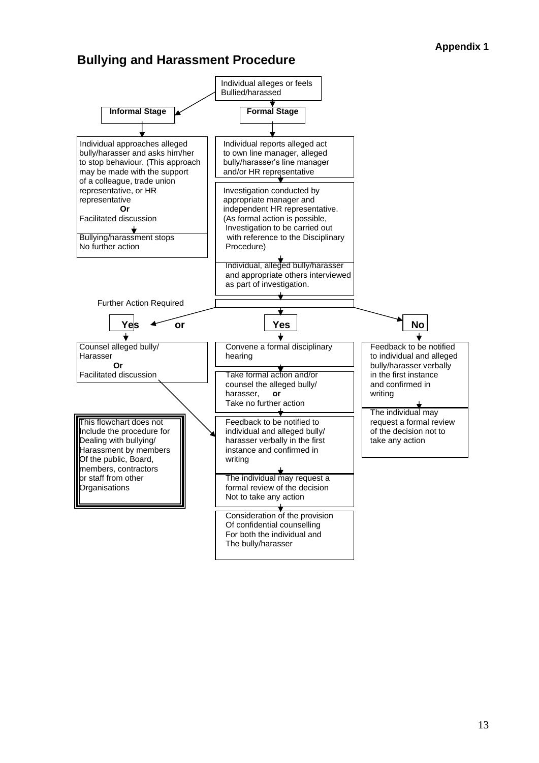**Appendix 1**

## Bullying and Harassment Procedure

Individual alleges or feels Bullied/harassed

**Informal Stage**

Individual approaches alleged bully/harasser and asks him/her to stop behaviour. (This approach may be made with the support of a colleague, trade union representative, or HR representative

**Or**

Facilitated discussion

Bullying/harassment stops
No further action

**Formal Stage**

Individual reports alleged act to own line manager, alleged bully/harasser's line manager and/or HR representative

Investigation conducted by appropriate manager and independent HR representative. (As formal action is possible, Investigation to be carried out with reference to the Disciplinary Procedure)

Individual, alleged bully/harasser and appropriate others interviewed as part of investigation.

Further Action Required

**Yes** **or** **Yes**

Counsel alleged bully/ Harasser

**Or**

Facilitated discussion

Convene a formal disciplinary hearing

Take formal action and/or counsel the alleged bully/ harasser, **or**
Take no further action

Feedback to be notified to individual and alleged bully/ harasser verbally in the first instance and confirmed in writing

The individual may request a formal review of the decision Not to take any action

Consideration of the provision Of confidential counselling For both the individual and The bully/harasser

**No**

Feedback to be notified to individual and alleged bully/harasser verbally in the first instance and confirmed in writing

The individual may request a formal review of the decision not to take any action

This flowchart does not Include the procedure for Dealing with bullying/ Harassment by members Of the public, Board, members, contractors or staff from other Organisations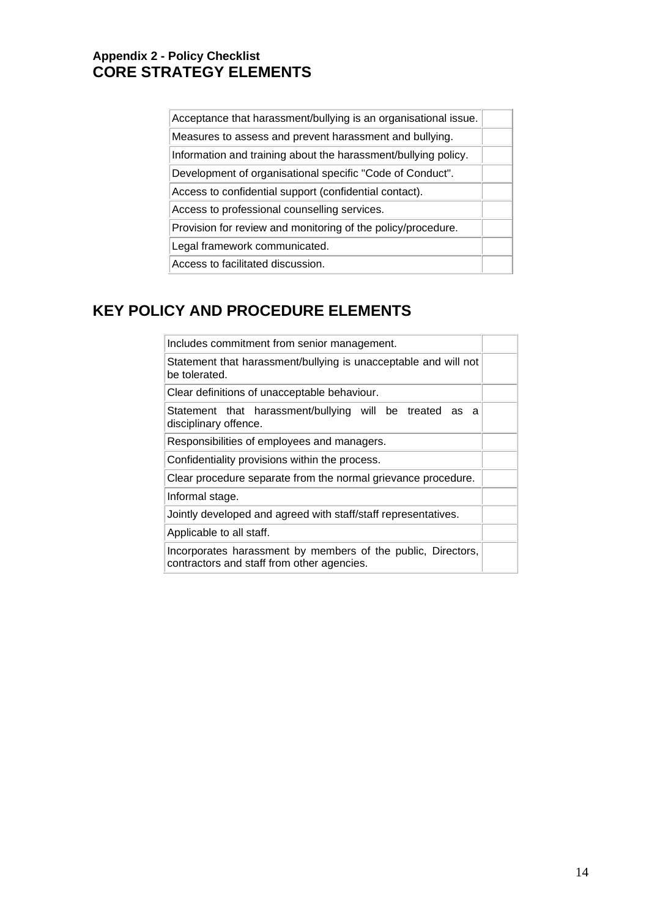**Appendix 2 - Policy Checklist**

## CORE STRATEGY ELEMENTS

| | |
|---|---|
| Acceptance that harassment/bullying is an organisational issue. | |
| Measures to assess and prevent harassment and bullying. | |
| Information and training about the harassment/bullying policy. | |
| Development of organisational specific "Code of Conduct". | |
| Access to confidential support (confidential contact). | |
| Access to professional counselling services. | |
| Provision for review and monitoring of the policy/procedure. | |
| Legal framework communicated. | |
| Access to facilitated discussion. | |

## KEY POLICY AND PROCEDURE ELEMENTS

| | |
|---|---|
| Includes commitment from senior management. | |
| Statement that harassment/bullying is unacceptable and will not be tolerated. | |
| Clear definitions of unacceptable behaviour. | |
| Statement that harassment/bullying will be treated as a disciplinary offence. | |
| Responsibilities of employees and managers. | |
| Confidentiality provisions within the process. | |
| Clear procedure separate from the normal grievance procedure. | |
| Informal stage. | |
| Jointly developed and agreed with staff/staff representatives. | |
| Applicable to all staff. | |
| Incorporates harassment by members of the public, Directors, contractors and staff from other agencies. | |